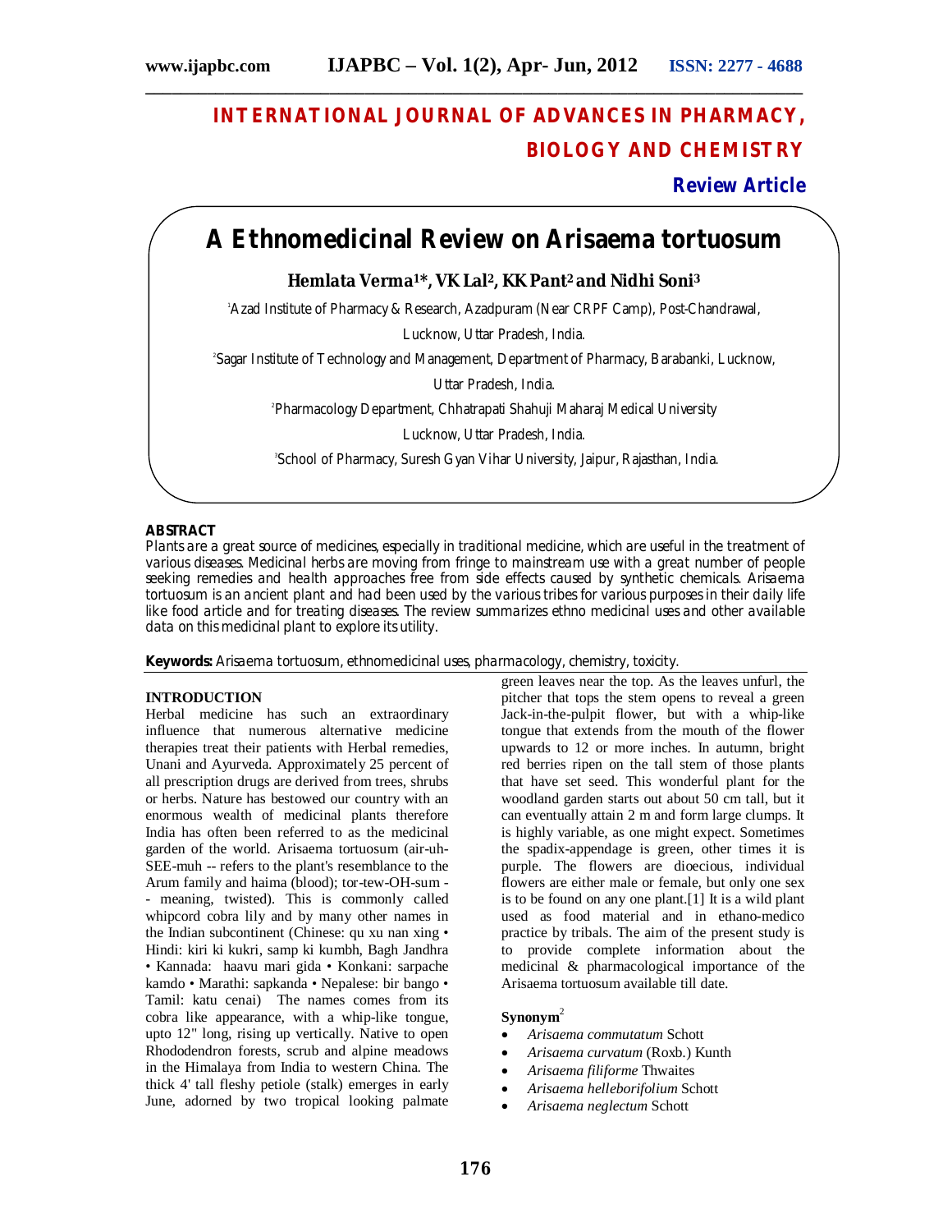# INTERNATIONAL JOURNAL OF ADVANCES IN PHARMACY, BIOLOGY AND CHEMISTRY

**Review Article**

# A Ethnomedicinal Review on Arisaema tortuosum

**Hemlata Verma[1]\*, VK Lal[2], KK Pant[2] and Nidhi Soni[3]**

[1]Azad Institute of Pharmacy & Research, Azadpuram (Near CRPF Camp), Post-Chandrawal, Lucknow, Uttar Pradesh, India.

[2]Sagar Institute of Technology and Management, Department of Pharmacy, Barabanki, Lucknow, Uttar Pradesh, India.

[2]Pharmacology Department, Chhatrapati Shahuji Maharaj Medical University Lucknow, Uttar Pradesh, India.

[3]School of Pharmacy, Suresh Gyan Vihar University, Jaipur, Rajasthan, India.

## ABSTRACT

Plants are a great source of medicines, especially in traditional medicine, which are useful in the treatment of various diseases. Medicinal herbs are moving from fringe to mainstream use with a great number of people seeking remedies and health approaches free from side effects caused by synthetic chemicals. Arisaema tortuosum is an ancient plant and had been used by the various tribes for various purposes in their daily life like food article and for treating diseases. The review summarizes ethno medicinal uses and other available data on this medicinal plant to explore its utility.

**Keywords:** Arisaema tortuosum, ethnomedicinal uses, pharmacology, chemistry, toxicity.

## INTRODUCTION

Herbal medicine has such an extraordinary influence that numerous alternative medicine therapies treat their patients with Herbal remedies, Unani and Ayurveda. Approximately 25 percent of all prescription drugs are derived from trees, shrubs or herbs. Nature has bestowed our country with an enormous wealth of medicinal plants therefore India has often been referred to as the medicinal garden of the world. Arisaema tortuosum (air-uh-SEE-muh -- refers to the plant's resemblance to the Arum family and haima (blood); tor-tew-OH-sum -- meaning, twisted). This is commonly called whipcord cobra lily and by many other names in the Indian subcontinent (Chinese: qu xu nan xing • Hindi: kiri ki kukri, samp ki kumbh, Bagh Jandhra • Kannada: haavu mari gida • Konkani: sarpache kamdo • Marathi: sapkanda • Nepalese: bir bango • Tamil: katu cenai) The names comes from its cobra like appearance, with a whip-like tongue, upto 12" long, rising up vertically. Native to open Rhododendron forests, scrub and alpine meadows in the Himalaya from India to western China. The thick 4' tall fleshy petiole (stalk) emerges in early June, adorned by two tropical looking palmate green leaves near the top. As the leaves unfurl, the pitcher that tops the stem opens to reveal a green Jack-in-the-pulpit flower, but with a whip-like tongue that extends from the mouth of the flower upwards to 12 or more inches. In autumn, bright red berries ripen on the tall stem of those plants that have set seed. This wonderful plant for the woodland garden starts out about 50 cm tall, but it can eventually attain 2 m and form large clumps. It is highly variable, as one might expect. Sometimes the spadix-appendage is green, other times it is purple. The flowers are dioecious, individual flowers are either male or female, but only one sex is to be found on any one plant.[1] It is a wild plant used as food material and in ethano-medico practice by tribals. The aim of the present study is to provide complete information about the medicinal & pharmacological importance of the Arisaema tortuosum available till date.

### Synonym[2]

- *Arisaema commutatum* Schott
- *Arisaema curvatum* (Roxb.) Kunth
- *Arisaema filiforme* Thwaites
- *Arisaema helleborifolium* Schott
- *Arisaema neglectum* Schott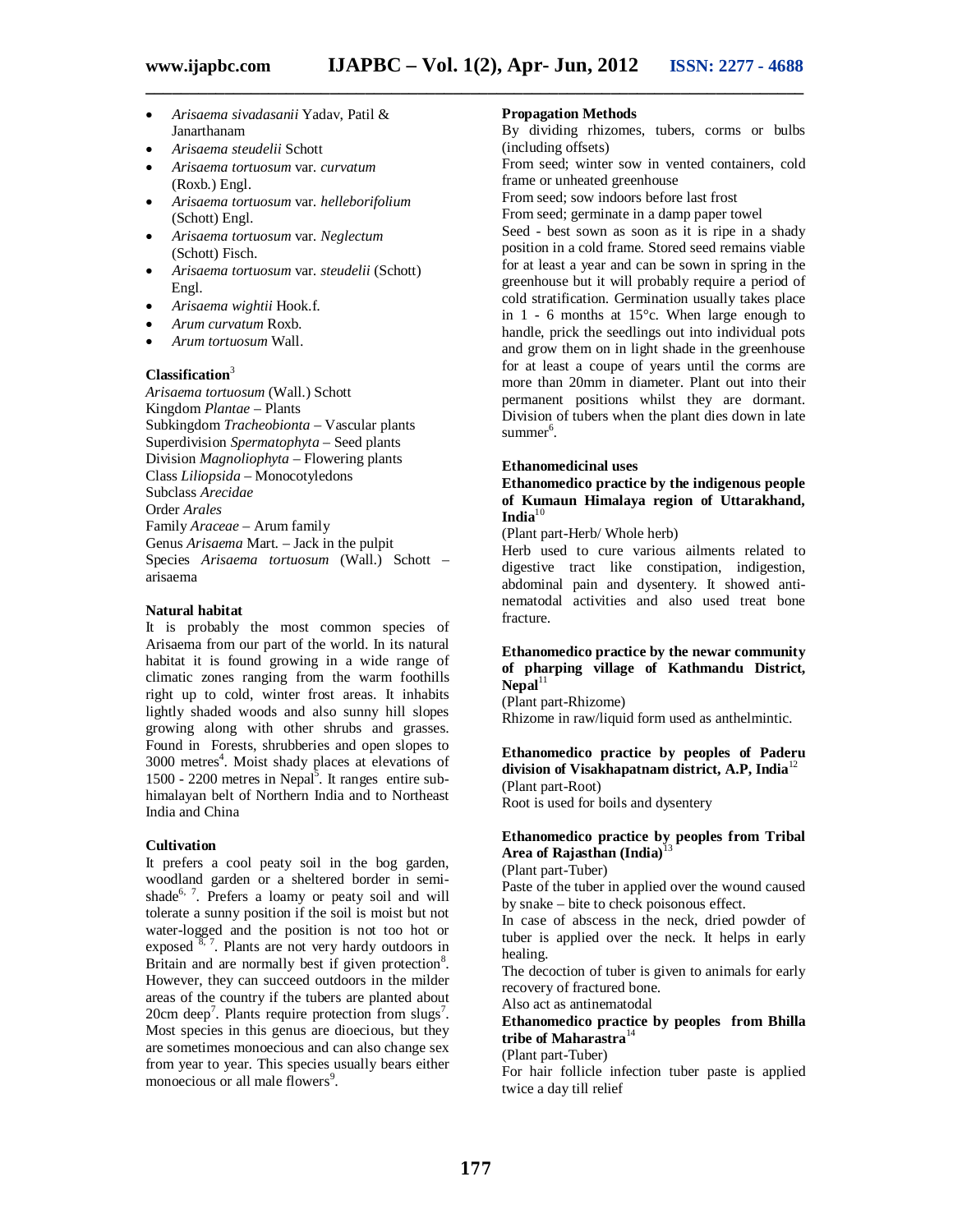- *Arisaema sivadasanii* Yadav, Patil & Janarthanam
- *Arisaema steudelii* Schott
- *Arisaema tortuosum* var. *curvatum* (Roxb.) Engl.
- *Arisaema tortuosum* var. *helleborifolium* (Schott) Engl.
- *Arisaema tortuosum* var. *Neglectum* (Schott) Fisch.
- *Arisaema tortuosum* var. *steudelii* (Schott) Engl.
- *Arisaema wightii* Hook.f.
- *Arum curvatum* Roxb.
- *Arum tortuosum* Wall.

**Classification**[3]

*Arisaema tortuosum* (Wall.) Schott
Kingdom *Plantae* – Plants
Subkingdom *Tracheobionta* – Vascular plants
Superdivision *Spermatophyta* – Seed plants
Division *Magnoliophyta* – Flowering plants
Class *Liliopsida* – Monocotyledons
Subclass *Arecidae*
Order *Arales*
Family *Araceae* – Arum family
Genus *Arisaema* Mart. – Jack in the pulpit
Species *Arisaema tortuosum* (Wall.) Schott – arisaema

**Natural habitat**

It is probably the most common species of Arisaema from our part of the world. In its natural habitat it is found growing in a wide range of climatic zones ranging from the warm foothills right up to cold, winter frost areas. It inhabits lightly shaded woods and also sunny hill slopes growing along with other shrubs and grasses. Found in Forests, shrubberies and open slopes to 3000 metres[4]. Moist shady places at elevations of 1500 - 2200 metres in Nepal[5]. It ranges entire sub-himalayan belt of Northern India and to Northeast India and China

**Cultivation**

It prefers a cool peaty soil in the bog garden, woodland garden or a sheltered border in semi-shade[6, 7]. Prefers a loamy or peaty soil and will tolerate a sunny position if the soil is moist but not water-logged and the position is not too hot or exposed [6, 7]. Plants are not very hardy outdoors in Britain and are normally best if given protection[8]. However, they can succeed outdoors in the milder areas of the country if the tubers are planted about 20cm deep[7]. Plants require protection from slugs[7]. Most species in this genus are dioecious, but they are sometimes monoecious and can also change sex from year to year. This species usually bears either monoecious or all male flowers[9].

**Propagation Methods**

By dividing rhizomes, tubers, corms or bulbs (including offsets)
From seed; winter sow in vented containers, cold frame or unheated greenhouse
From seed; sow indoors before last frost
From seed; germinate in a damp paper towel
Seed - best sown as soon as it is ripe in a shady position in a cold frame. Stored seed remains viable for at least a year and can be sown in spring in the greenhouse but it will probably require a period of cold stratification. Germination usually takes place in 1 - 6 months at 15°c. When large enough to handle, prick the seedlings out into individual pots and grow them on in light shade in the greenhouse for at least a coupe of years until the corms are more than 20mm in diameter. Plant out into their permanent positions whilst they are dormant. Division of tubers when the plant dies down in late summer[6].

**Ethanomedicinal uses**

**Ethanomedico practice by the indigenous people of Kumaun Himalaya region of Uttarakhand, India**[10]

(Plant part-Herb/ Whole herb)
Herb used to cure various ailments related to digestive tract like constipation, indigestion, abdominal pain and dysentery. It showed anti-nematodal activities and also used treat bone fracture.

**Ethanomedico practice by the newar community of pharping village of Kathmandu District, Nepal**[11]

(Plant part-Rhizome)
Rhizome in raw/liquid form used as anthelmintic.

**Ethanomedico practice by peoples of Paderu division of Visakhapatnam district, A.P, India**[12]

(Plant part-Root)
Root is used for boils and dysentery

**Ethanomedico practice by peoples from Tribal Area of Rajasthan (India)**[13]

(Plant part-Tuber)
Paste of the tuber in applied over the wound caused by snake – bite to check poisonous effect.
In case of abscess in the neck, dried powder of tuber is applied over the neck. It helps in early healing.
The decoction of tuber is given to animals for early recovery of fractured bone.
Also act as antinematodal

**Ethanomedico practice by peoples from Bhilla tribe of Maharastra**[14]

(Plant part-Tuber)
For hair follicle infection tuber paste is applied twice a day till relief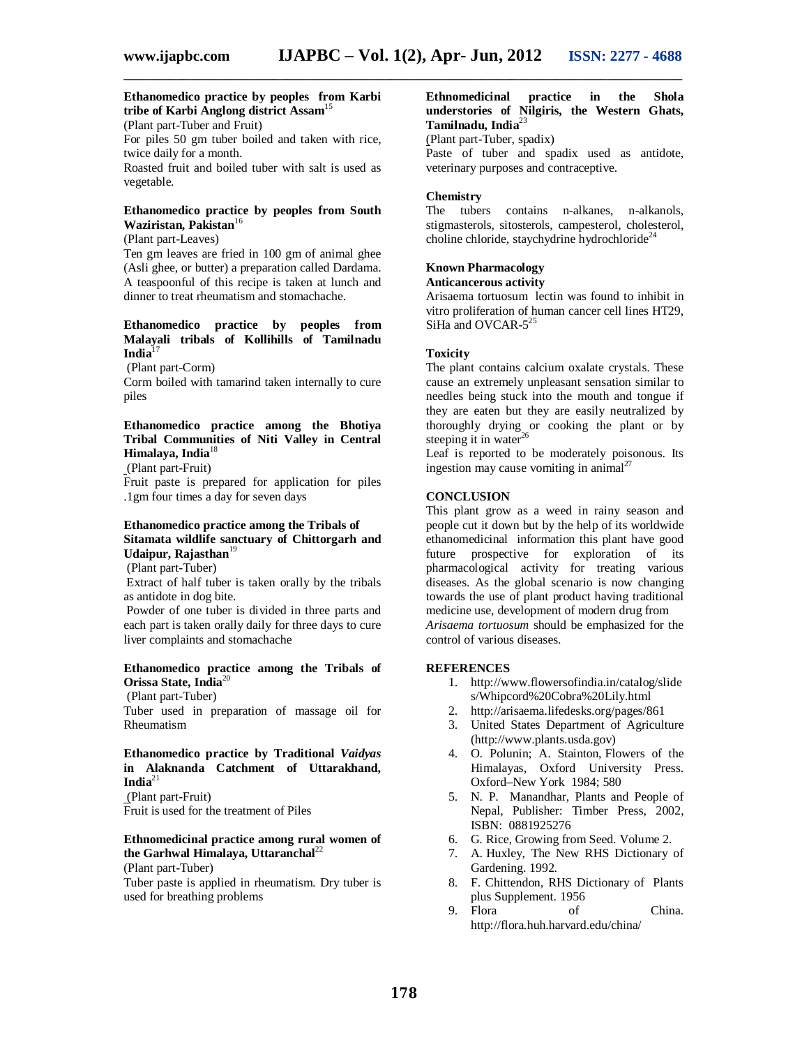**Ethanomedico practice by peoples from Karbi tribe of Karbi Anglong district Assam**[15]

(Plant part-Tuber and Fruit)

For piles 50 gm tuber boiled and taken with rice, twice daily for a month.

Roasted fruit and boiled tuber with salt is used as vegetable.

**Ethanomedico practice by peoples from South Waziristan, Pakistan**[16]

(Plant part-Leaves)

Ten gm leaves are fried in 100 gm of animal ghee (Asli ghee, or butter) a preparation called Dardama. A teaspoonful of this recipe is taken at lunch and dinner to treat rheumatism and stomachache.

**Ethanomedico practice by peoples from Malayali tribals of Kollihills of Tamilnadu India**[17]

(Plant part-Corm)

Corm boiled with tamarind taken internally to cure piles

**Ethanomedico practice among the Bhotiya Tribal Communities of Niti Valley in Central Himalaya, India**[18]

(Plant part-Fruit)

Fruit paste is prepared for application for piles .1gm four times a day for seven days

**Ethanomedico practice among the Tribals of Sitamata wildlife sanctuary of Chittorgarh and Udaipur, Rajasthan**[19]

(Plant part-Tuber)

Extract of half tuber is taken orally by the tribals as antidote in dog bite.

Powder of one tuber is divided in three parts and each part is taken orally daily for three days to cure liver complaints and stomachache

**Ethanomedico practice among the Tribals of Orissa State, India**[20]

(Plant part-Tuber)

Tuber used in preparation of massage oil for Rheumatism

**Ethanomedico practice by Traditional *Vaidyas* in Alaknanda Catchment of Uttarakhand, India**[21]

(Plant part-Fruit)

Fruit is used for the treatment of Piles

**Ethnomedicinal practice among rural women of the Garhwal Himalaya, Uttaranchal**[22]

(Plant part-Tuber)

Tuber paste is applied in rheumatism. Dry tuber is used for breathing problems

**Ethnomedicinal practice in the Shola understories of Nilgiris, the Western Ghats, Tamilnadu, India**[23]

(Plant part-Tuber, spadix)

Paste of tuber and spadix used as antidote, veterinary purposes and contraceptive.

**Chemistry**

The tubers contains n-alkanes, n-alkanols, stigmasterols, sitosterols, campesterol, cholesterol, choline chloride, staychydrine hydrochloride[24]

**Known Pharmacology**

**Anticancerous activity**

Arisaema tortuosum lectin was found to inhibit in vitro proliferation of human cancer cell lines HT29, SiHa and OVCAR-5[25]

**Toxicity**

The plant contains calcium oxalate crystals. These cause an extremely unpleasant sensation similar to needles being stuck into the mouth and tongue if they are eaten but they are easily neutralized by thoroughly drying or cooking the plant or by steeping it in water[26]

Leaf is reported to be moderately poisonous. Its ingestion may cause vomiting in animal[27]

**CONCLUSION**

This plant grow as a weed in rainy season and people cut it down but by the help of its worldwide ethanomedicinal information this plant have good future prospective for exploration of its pharmacological activity for treating various diseases. As the global scenario is now changing towards the use of plant product having traditional medicine use, development of modern drug from *Arisaema tortuosum* should be emphasized for the control of various diseases.

**REFERENCES**

1. http://www.flowersofindia.in/catalog/slides/Whipcord%20Cobra%20Lily.html
2. http://arisaema.lifedesks.org/pages/861
3. United States Department of Agriculture (http://www.plants.usda.gov)
4. O. Polunin; A. Stainton, Flowers of the Himalayas, Oxford University Press. Oxford–New York 1984; 580
5. N. P. Manandhar, Plants and People of Nepal, Publisher: Timber Press, 2002, ISBN: 0881925276
6. G. Rice, Growing from Seed. Volume 2.
7. A. Huxley, The New RHS Dictionary of Gardening. 1992.
8. F. Chittendon, RHS Dictionary of Plants plus Supplement. 1956
9. Flora of China. http://flora.huh.harvard.edu/china/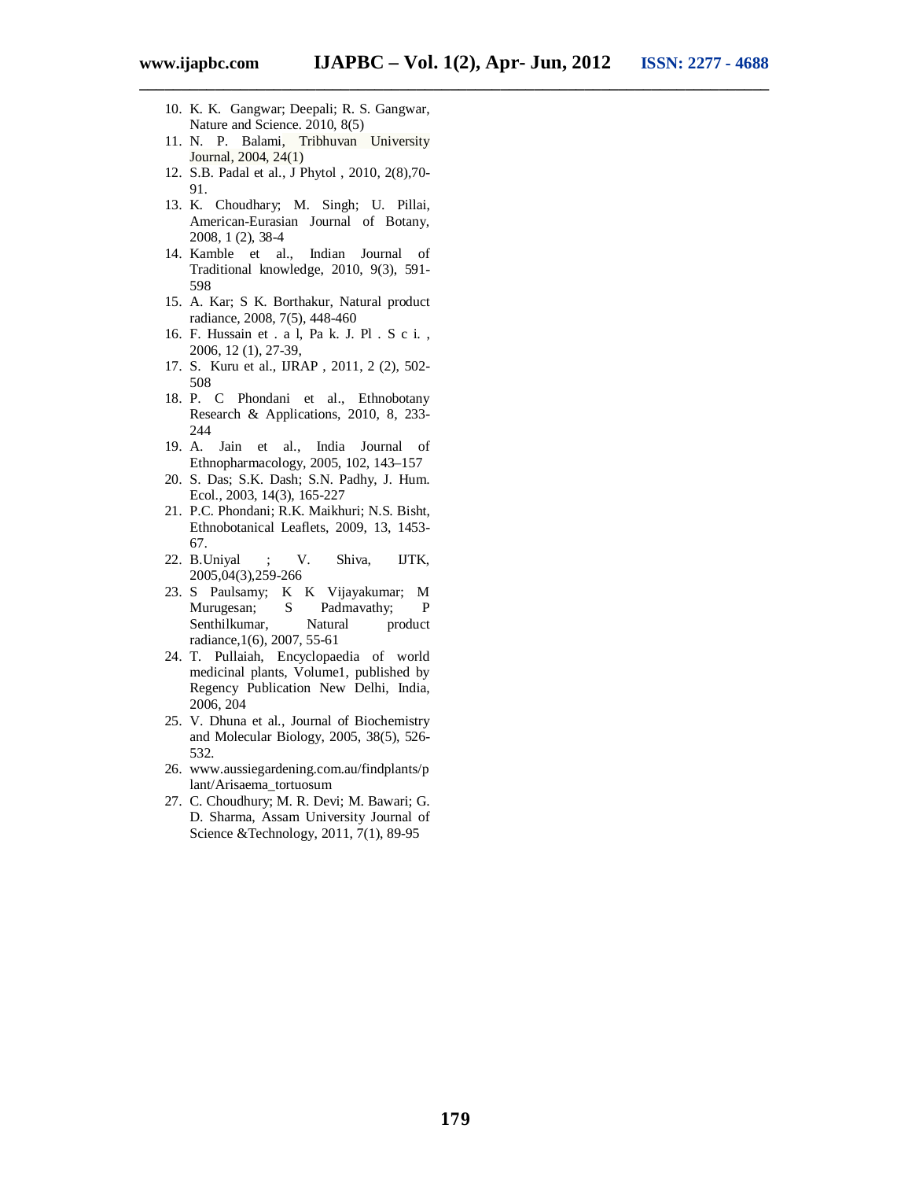10. K. K. Gangwar; Deepali; R. S. Gangwar, Nature and Science. 2010, 8(5)
11. N. P. Balami, Tribhuvan University Journal, 2004, 24(1)
12. S.B. Padal et al., J Phytol , 2010, 2(8),70-91.
13. K. Choudhary; M. Singh; U. Pillai, American-Eurasian Journal of Botany, 2008, 1 (2), 38-4
14. Kamble et al., Indian Journal of Traditional knowledge, 2010, 9(3), 591-598
15. A. Kar; S K. Borthakur, Natural product radiance, 2008, 7(5), 448-460
16. F. Hussain et . a l, Pa k. J. Pl . S c i. , 2006, 12 (1), 27-39,
17. S. Kuru et al., IJRAP , 2011, 2 (2), 502-508
18. P. C Phondani et al., Ethnobotany Research & Applications, 2010, 8, 233-244
19. A. Jain et al., India Journal of Ethnopharmacology, 2005, 102, 143–157
20. S. Das; S.K. Dash; S.N. Padhy, J. Hum. Ecol., 2003, 14(3), 165-227
21. P.C. Phondani; R.K. Maikhuri; N.S. Bisht, Ethnobotanical Leaflets, 2009, 13, 1453-67.
22. B.Uniyal ; V. Shiva, IJTK, 2005,04(3),259-266
23. S Paulsamy; K K Vijayakumar; M Murugesan; S Padmavathy; P Senthilkumar, Natural product radiance,1(6), 2007, 55-61
24. T. Pullaiah, Encyclopaedia of world medicinal plants, Volume1, published by Regency Publication New Delhi, India, 2006, 204
25. V. Dhuna et al., Journal of Biochemistry and Molecular Biology, 2005, 38(5), 526-532.
26. www.aussiegardening.com.au/findplants/plant/Arisaema_tortuosum
27. C. Choudhury; M. R. Devi; M. Bawari; G. D. Sharma, Assam University Journal of Science &Technology, 2011, 7(1), 89-95